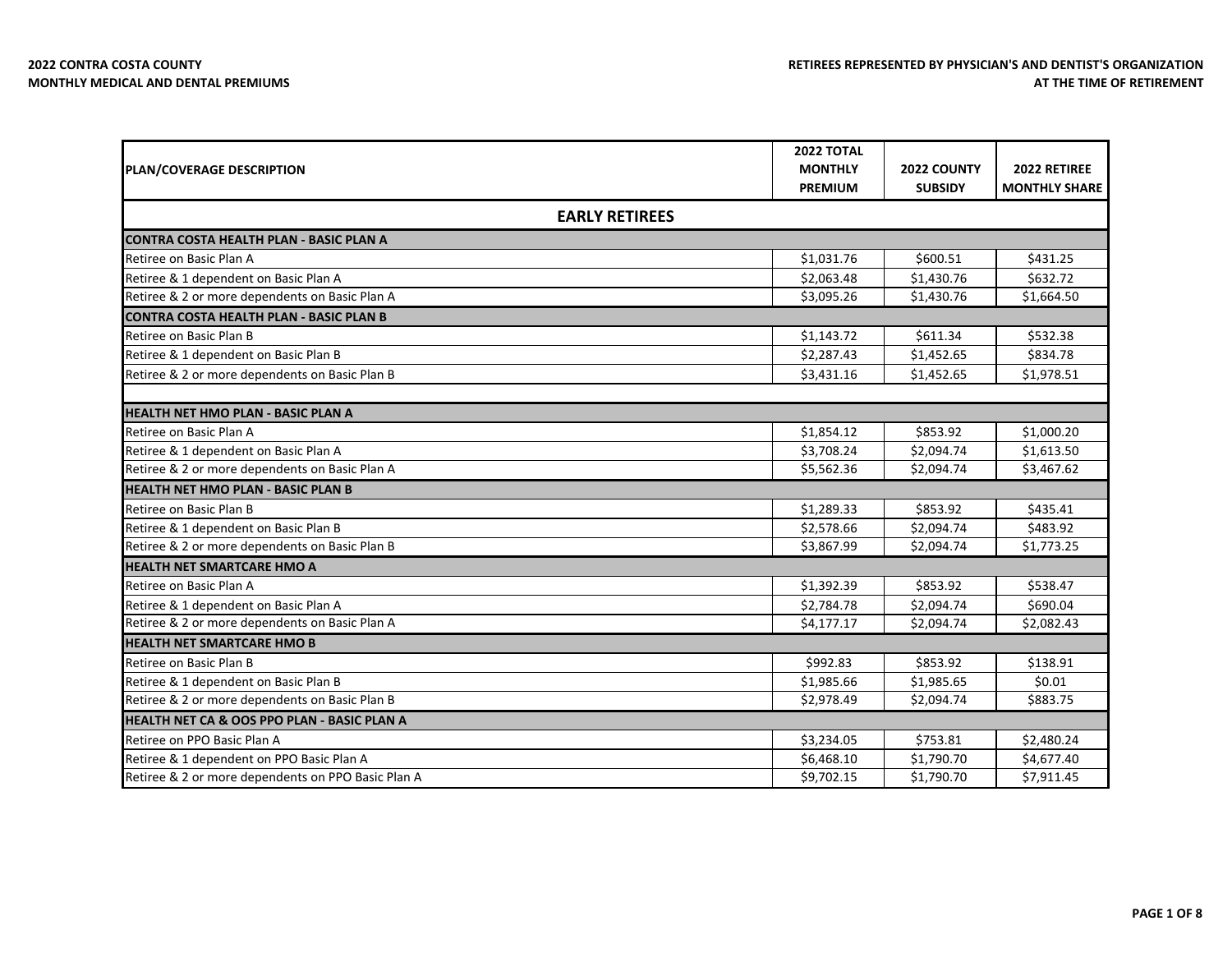**2022 CONTRA COSTA COUNTY**
**MONTHLY MEDICAL AND DENTAL PREMIUMS**

**RETIREES REPRESENTED BY PHYSICIAN'S AND DENTIST'S ORGANIZATION AT THE TIME OF RETIREMENT**

| PLAN/COVERAGE DESCRIPTION | 2022 TOTAL MONTHLY PREMIUM | 2022 COUNTY SUBSIDY | 2022 RETIREE MONTHLY SHARE |
|---|---|---|---|
| **EARLY RETIREES** | | | |
| **CONTRA COSTA HEALTH PLAN - BASIC PLAN A** | | | |
| Retiree on Basic Plan A | $1,031.76 | $600.51 | $431.25 |
| Retiree & 1 dependent on Basic Plan A | $2,063.48 | $1,430.76 | $632.72 |
| Retiree & 2 or more dependents on Basic Plan A | $3,095.26 | $1,430.76 | $1,664.50 |
| **CONTRA COSTA HEALTH PLAN - BASIC PLAN B** | | | |
| Retiree on Basic Plan B | $1,143.72 | $611.34 | $532.38 |
| Retiree & 1 dependent on Basic Plan B | $2,287.43 | $1,452.65 | $834.78 |
| Retiree & 2 or more dependents on Basic Plan B | $3,431.16 | $1,452.65 | $1,978.51 |
| | | | |
| **HEALTH NET HMO PLAN - BASIC PLAN A** | | | |
| Retiree on Basic Plan A | $1,854.12 | $853.92 | $1,000.20 |
| Retiree & 1 dependent on Basic Plan A | $3,708.24 | $2,094.74 | $1,613.50 |
| Retiree & 2 or more dependents on Basic Plan A | $5,562.36 | $2,094.74 | $3,467.62 |
| **HEALTH NET HMO PLAN - BASIC PLAN B** | | | |
| Retiree on Basic Plan B | $1,289.33 | $853.92 | $435.41 |
| Retiree & 1 dependent on Basic Plan B | $2,578.66 | $2,094.74 | $483.92 |
| Retiree & 2 or more dependents on Basic Plan B | $3,867.99 | $2,094.74 | $1,773.25 |
| **HEALTH NET SMARTCARE HMO A** | | | |
| Retiree on Basic Plan A | $1,392.39 | $853.92 | $538.47 |
| Retiree & 1 dependent on Basic Plan A | $2,784.78 | $2,094.74 | $690.04 |
| Retiree & 2 or more dependents on Basic Plan A | $4,177.17 | $2,094.74 | $2,082.43 |
| **HEALTH NET SMARTCARE HMO B** | | | |
| Retiree on Basic Plan B | $992.83 | $853.92 | $138.91 |
| Retiree & 1 dependent on Basic Plan B | $1,985.66 | $1,985.65 | $0.01 |
| Retiree & 2 or more dependents on Basic Plan B | $2,978.49 | $2,094.74 | $883.75 |
| **HEALTH NET CA & OOS PPO PLAN - BASIC PLAN A** | | | |
| Retiree on PPO Basic Plan A | $3,234.05 | $753.81 | $2,480.24 |
| Retiree & 1 dependent on PPO Basic Plan A | $6,468.10 | $1,790.70 | $4,677.40 |
| Retiree & 2 or more dependents on PPO Basic Plan A | $9,702.15 | $1,790.70 | $7,911.45 |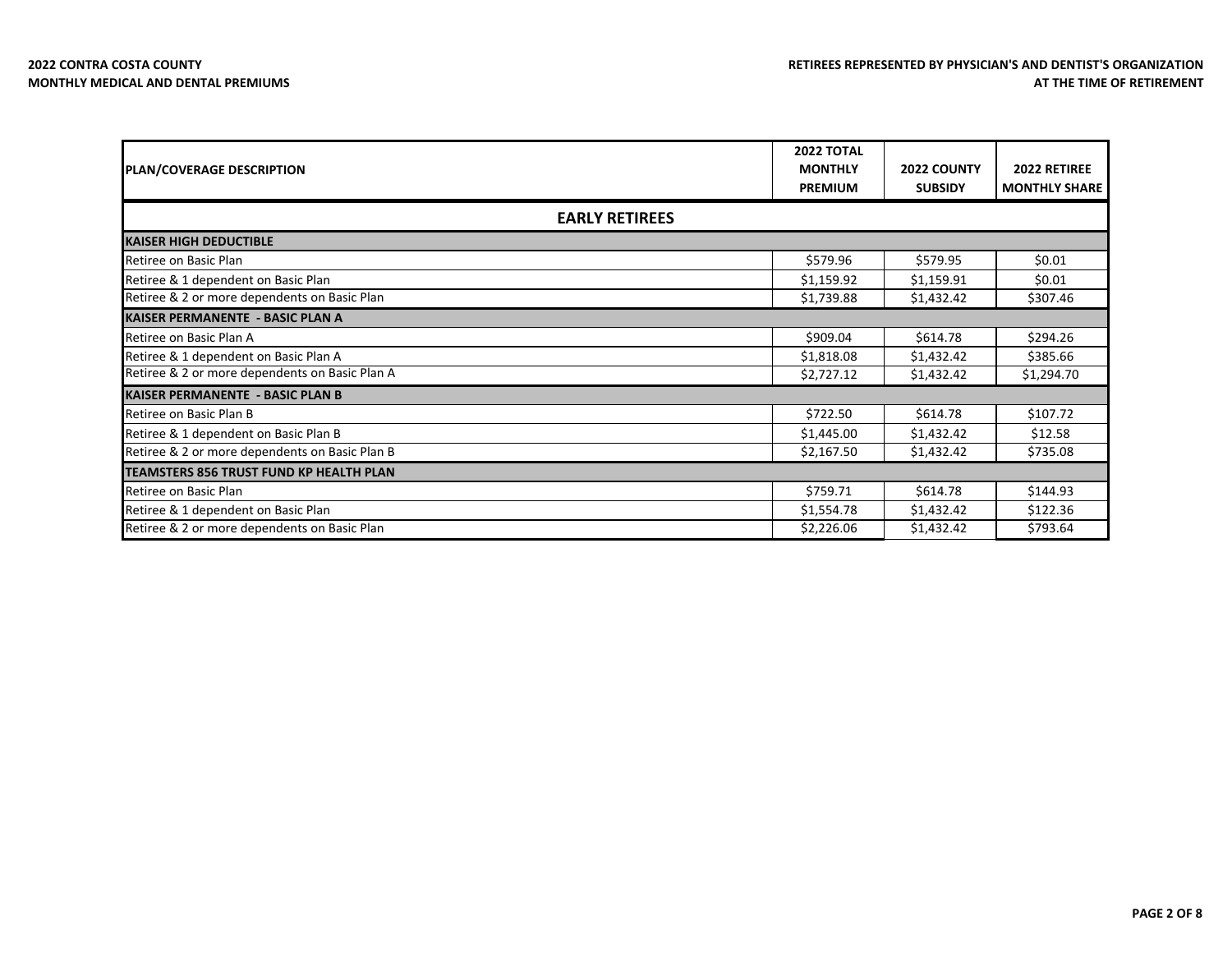**2022 CONTRA COSTA COUNTY**
**MONTHLY MEDICAL AND DENTAL PREMIUMS**

**RETIREES REPRESENTED BY PHYSICIAN'S AND DENTIST'S ORGANIZATION AT THE TIME OF RETIREMENT**

| PLAN/COVERAGE DESCRIPTION | 2022 TOTAL MONTHLY PREMIUM | 2022 COUNTY SUBSIDY | 2022 RETIREE MONTHLY SHARE |
|---|---|---|---|
| **EARLY RETIREES** | | | |
| **KAISER HIGH DEDUCTIBLE** | | | |
| Retiree on Basic Plan | $579.96 | $579.95 | $0.01 |
| Retiree & 1 dependent on Basic Plan | $1,159.92 | $1,159.91 | $0.01 |
| Retiree & 2 or more dependents on Basic Plan | $1,739.88 | $1,432.42 | $307.46 |
| **KAISER PERMANENTE - BASIC PLAN A** | | | |
| Retiree on Basic Plan A | $909.04 | $614.78 | $294.26 |
| Retiree & 1 dependent on Basic Plan A | $1,818.08 | $1,432.42 | $385.66 |
| Retiree & 2 or more dependents on Basic Plan A | $2,727.12 | $1,432.42 | $1,294.70 |
| **KAISER PERMANENTE - BASIC PLAN B** | | | |
| Retiree on Basic Plan B | $722.50 | $614.78 | $107.72 |
| Retiree & 1 dependent on Basic Plan B | $1,445.00 | $1,432.42 | $12.58 |
| Retiree & 2 or more dependents on Basic Plan B | $2,167.50 | $1,432.42 | $735.08 |
| **TEAMSTERS 856 TRUST FUND KP HEALTH PLAN** | | | |
| Retiree on Basic Plan | $759.71 | $614.78 | $144.93 |
| Retiree & 1 dependent on Basic Plan | $1,554.78 | $1,432.42 | $122.36 |
| Retiree & 2 or more dependents on Basic Plan | $2,226.06 | $1,432.42 | $793.64 |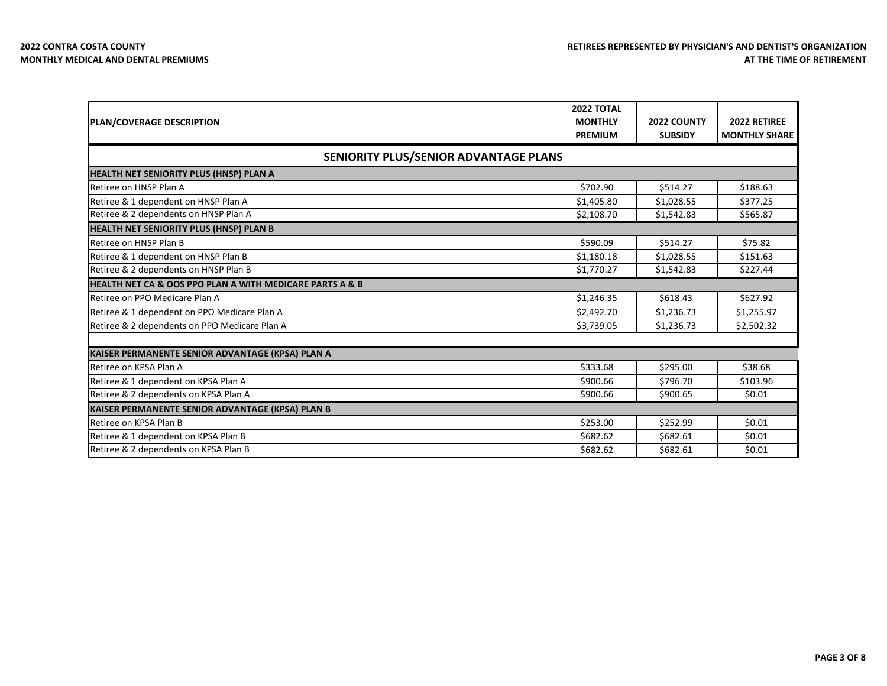**2022 CONTRA COSTA COUNTY**
**MONTHLY MEDICAL AND DENTAL PREMIUMS**

**RETIREES REPRESENTED BY PHYSICIAN'S AND DENTIST'S ORGANIZATION AT THE TIME OF RETIREMENT**

| PLAN/COVERAGE DESCRIPTION | 2022 TOTAL MONTHLY PREMIUM | 2022 COUNTY SUBSIDY | 2022 RETIREE MONTHLY SHARE |
|---|---|---|---|
| **SENIORITY PLUS/SENIOR ADVANTAGE PLANS** | | | |
| **HEALTH NET SENIORITY PLUS (HNSP) PLAN A** | | | |
| Retiree on HNSP Plan A | $702.90 | $514.27 | $188.63 |
| Retiree & 1 dependent on HNSP Plan A | $1,405.80 | $1,028.55 | $377.25 |
| Retiree & 2 dependents on HNSP Plan A | $2,108.70 | $1,542.83 | $565.87 |
| **HEALTH NET SENIORITY PLUS (HNSP) PLAN B** | | | |
| Retiree on HNSP Plan B | $590.09 | $514.27 | $75.82 |
| Retiree & 1 dependent on HNSP Plan B | $1,180.18 | $1,028.55 | $151.63 |
| Retiree & 2 dependents on HNSP Plan B | $1,770.27 | $1,542.83 | $227.44 |
| **HEALTH NET CA & OOS PPO PLAN A WITH MEDICARE PARTS A & B** | | | |
| Retiree on PPO Medicare Plan A | $1,246.35 | $618.43 | $627.92 |
| Retiree & 1 dependent on PPO Medicare Plan A | $2,492.70 | $1,236.73 | $1,255.97 |
| Retiree & 2 dependents on PPO Medicare Plan A | $3,739.05 | $1,236.73 | $2,502.32 |
| | | | |
| **KAISER PERMANENTE SENIOR ADVANTAGE (KPSA) PLAN A** | | | |
| Retiree on KPSA Plan A | $333.68 | $295.00 | $38.68 |
| Retiree & 1 dependent on KPSA Plan A | $900.66 | $796.70 | $103.96 |
| Retiree & 2 dependents on KPSA Plan A | $900.66 | $900.65 | $0.01 |
| **KAISER PERMANENTE SENIOR ADVANTAGE (KPSA) PLAN B** | | | |
| Retiree on KPSA Plan B | $253.00 | $252.99 | $0.01 |
| Retiree & 1 dependent on KPSA Plan B | $682.62 | $682.61 | $0.01 |
| Retiree & 2 dependents on KPSA Plan B | $682.62 | $682.61 | $0.01 |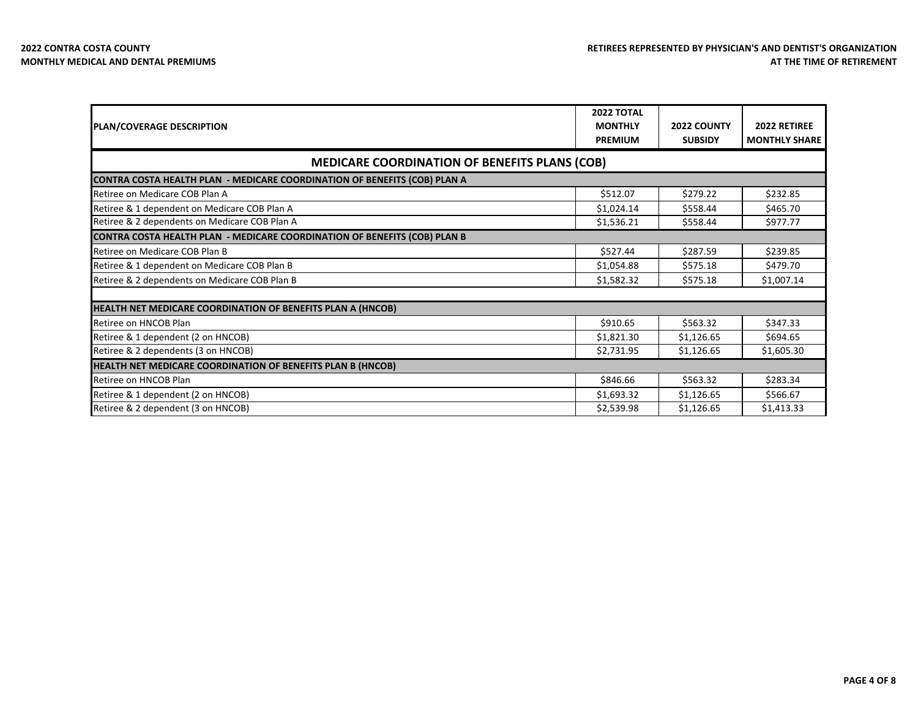**2022 CONTRA COSTA COUNTY**
**MONTHLY MEDICAL AND DENTAL PREMIUMS**

**RETIREES REPRESENTED BY PHYSICIAN'S AND DENTIST'S ORGANIZATION AT THE TIME OF RETIREMENT**

| PLAN/COVERAGE DESCRIPTION | 2022 TOTAL MONTHLY PREMIUM | 2022 COUNTY SUBSIDY | 2022 RETIREE MONTHLY SHARE |
|---|---|---|---|
| **MEDICARE COORDINATION OF BENEFITS PLANS (COB)** | | | |
| **CONTRA COSTA HEALTH PLAN - MEDICARE COORDINATION OF BENEFITS (COB) PLAN A** | | | |
| Retiree on Medicare COB Plan A | $512.07 | $279.22 | $232.85 |
| Retiree & 1 dependent on Medicare COB Plan A | $1,024.14 | $558.44 | $465.70 |
| Retiree & 2 dependents on Medicare COB Plan A | $1,536.21 | $558.44 | $977.77 |
| **CONTRA COSTA HEALTH PLAN - MEDICARE COORDINATION OF BENEFITS (COB) PLAN B** | | | |
| Retiree on Medicare COB Plan B | $527.44 | $287.59 | $239.85 |
| Retiree & 1 dependent on Medicare COB Plan B | $1,054.88 | $575.18 | $479.70 |
| Retiree & 2 dependents on Medicare COB Plan B | $1,582.32 | $575.18 | $1,007.14 |
| | | | |
| **HEALTH NET MEDICARE COORDINATION OF BENEFITS PLAN A (HNCOB)** | | | |
| Retiree on HNCOB Plan | $910.65 | $563.32 | $347.33 |
| Retiree & 1 dependent (2 on HNCOB) | $1,821.30 | $1,126.65 | $694.65 |
| Retiree & 2 dependents (3 on HNCOB) | $2,731.95 | $1,126.65 | $1,605.30 |
| **HEALTH NET MEDICARE COORDINATION OF BENEFITS PLAN B (HNCOB)** | | | |
| Retiree on HNCOB Plan | $846.66 | $563.32 | $283.34 |
| Retiree & 1 dependent (2 on HNCOB) | $1,693.32 | $1,126.65 | $566.67 |
| Retiree & 2 dependent (3 on HNCOB) | $2,539.98 | $1,126.65 | $1,413.33 |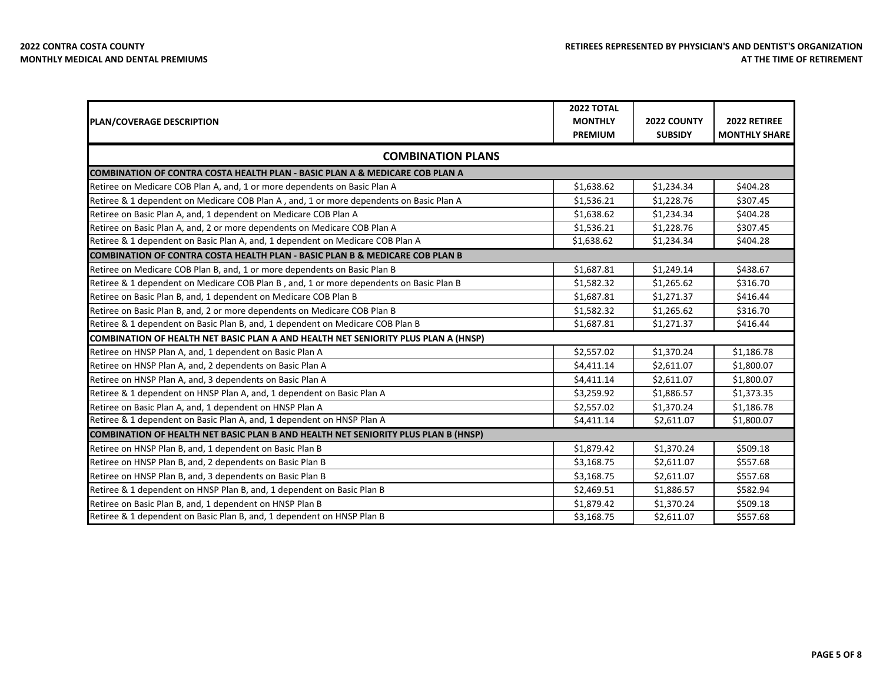**2022 CONTRA COSTA COUNTY**
**MONTHLY MEDICAL AND DENTAL PREMIUMS**

**RETIREES REPRESENTED BY PHYSICIAN'S AND DENTIST'S ORGANIZATION AT THE TIME OF RETIREMENT**

| PLAN/COVERAGE DESCRIPTION | 2022 TOTAL MONTHLY PREMIUM | 2022 COUNTY SUBSIDY | 2022 RETIREE MONTHLY SHARE |
|---|---|---|---|
| **COMBINATION PLANS** | | | |
| **COMBINATION OF CONTRA COSTA HEALTH PLAN - BASIC PLAN A & MEDICARE COB PLAN A** | | | |
| Retiree on Medicare COB Plan A, and, 1 or more dependents on Basic Plan A | $1,638.62 | $1,234.34 | $404.28 |
| Retiree & 1 dependent on Medicare COB Plan A , and, 1 or more dependents on Basic Plan A | $1,536.21 | $1,228.76 | $307.45 |
| Retiree on Basic Plan A, and, 1 dependent on Medicare COB Plan A | $1,638.62 | $1,234.34 | $404.28 |
| Retiree on Basic Plan A, and, 2 or more dependents on Medicare COB Plan A | $1,536.21 | $1,228.76 | $307.45 |
| Retiree & 1 dependent on Basic Plan A, and, 1 dependent on Medicare COB Plan A | $1,638.62 | $1,234.34 | $404.28 |
| **COMBINATION OF CONTRA COSTA HEALTH PLAN - BASIC PLAN B & MEDICARE COB PLAN B** | | | |
| Retiree on Medicare COB Plan B, and, 1 or more dependents on Basic Plan B | $1,687.81 | $1,249.14 | $438.67 |
| Retiree & 1 dependent on Medicare COB Plan B , and, 1 or more dependents on Basic Plan B | $1,582.32 | $1,265.62 | $316.70 |
| Retiree on Basic Plan B, and, 1 dependent on Medicare COB Plan B | $1,687.81 | $1,271.37 | $416.44 |
| Retiree on Basic Plan B, and, 2 or more dependents on Medicare COB Plan B | $1,582.32 | $1,265.62 | $316.70 |
| Retiree & 1 dependent on Basic Plan B, and, 1 dependent on Medicare COB Plan B | $1,687.81 | $1,271.37 | $416.44 |
| **COMBINATION OF HEALTH NET BASIC PLAN A AND HEALTH NET SENIORITY PLUS PLAN A (HNSP)** | | | |
| Retiree on HNSP Plan A, and, 1 dependent on Basic Plan A | $2,557.02 | $1,370.24 | $1,186.78 |
| Retiree on HNSP Plan A, and, 2 dependents on Basic Plan A | $4,411.14 | $2,611.07 | $1,800.07 |
| Retiree on HNSP Plan A, and, 3 dependents on Basic Plan A | $4,411.14 | $2,611.07 | $1,800.07 |
| Retiree & 1 dependent on HNSP Plan A, and, 1 dependent on Basic Plan A | $3,259.92 | $1,886.57 | $1,373.35 |
| Retiree on Basic Plan A, and, 1 dependent on HNSP Plan A | $2,557.02 | $1,370.24 | $1,186.78 |
| Retiree & 1 dependent on Basic Plan A, and, 1 dependent on HNSP Plan A | $4,411.14 | $2,611.07 | $1,800.07 |
| **COMBINATION OF HEALTH NET BASIC PLAN B AND HEALTH NET SENIORITY PLUS PLAN B (HNSP)** | | | |
| Retiree on HNSP Plan B, and, 1 dependent on Basic Plan B | $1,879.42 | $1,370.24 | $509.18 |
| Retiree on HNSP Plan B, and, 2 dependents on Basic Plan B | $3,168.75 | $2,611.07 | $557.68 |
| Retiree on HNSP Plan B, and, 3 dependents on Basic Plan B | $3,168.75 | $2,611.07 | $557.68 |
| Retiree & 1 dependent on HNSP Plan B, and, 1 dependent on Basic Plan B | $2,469.51 | $1,886.57 | $582.94 |
| Retiree on Basic Plan B, and, 1 dependent on HNSP Plan B | $1,879.42 | $1,370.24 | $509.18 |
| Retiree & 1 dependent on Basic Plan B, and, 1 dependent on HNSP Plan B | $3,168.75 | $2,611.07 | $557.68 |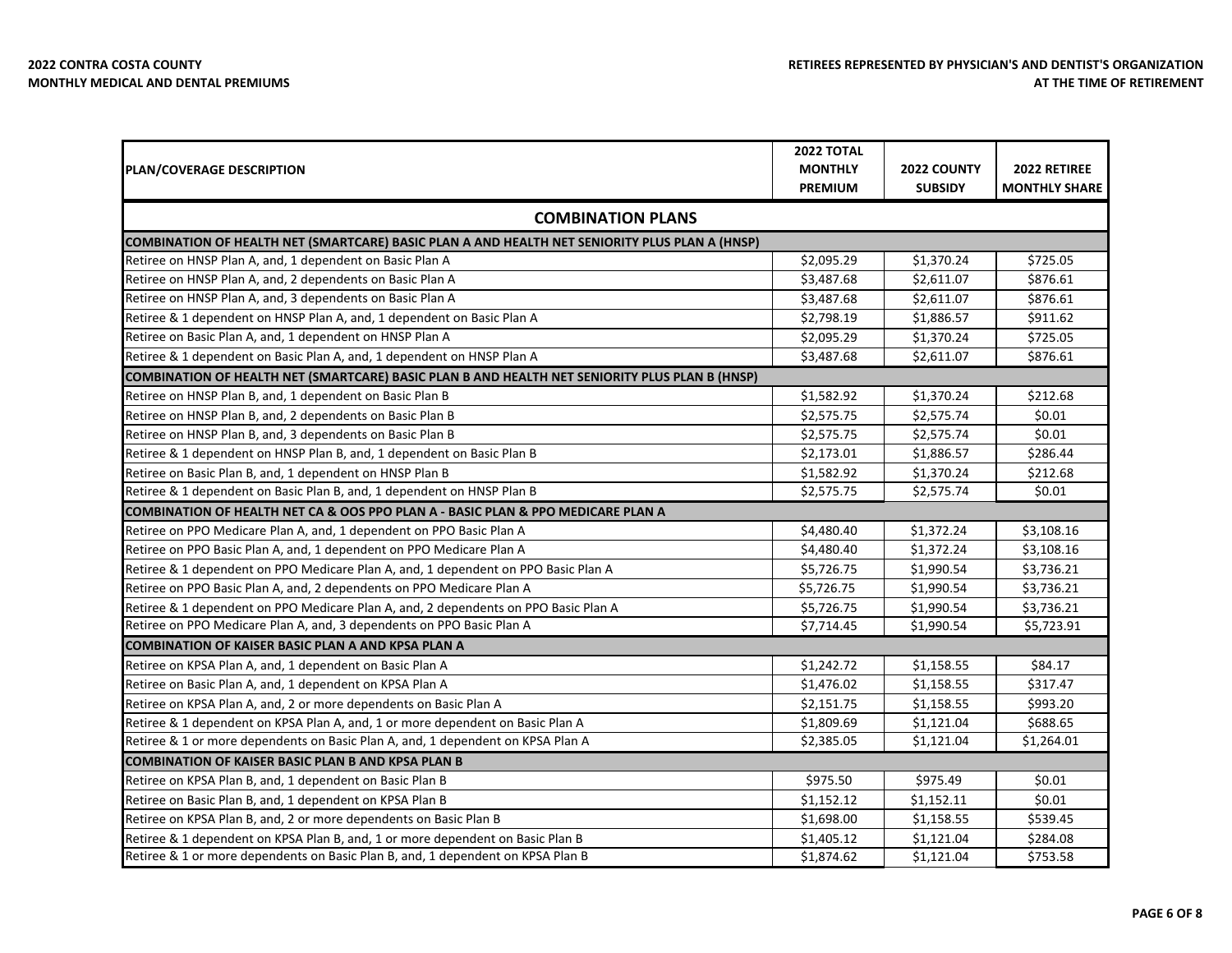**2022 CONTRA COSTA COUNTY**
**MONTHLY MEDICAL AND DENTAL PREMIUMS**

**RETIREES REPRESENTED BY PHYSICIAN'S AND DENTIST'S ORGANIZATION AT THE TIME OF RETIREMENT**

| PLAN/COVERAGE DESCRIPTION | 2022 TOTAL MONTHLY PREMIUM | 2022 COUNTY SUBSIDY | 2022 RETIREE MONTHLY SHARE |
|---|---|---|---|
| **COMBINATION PLANS** | | | |
| **COMBINATION OF HEALTH NET (SMARTCARE) BASIC PLAN A AND HEALTH NET SENIORITY PLUS PLAN A (HNSP)** | | | |
| Retiree on HNSP Plan A, and, 1 dependent on Basic Plan A | $2,095.29 | $1,370.24 | $725.05 |
| Retiree on HNSP Plan A, and, 2 dependents on Basic Plan A | $3,487.68 | $2,611.07 | $876.61 |
| Retiree on HNSP Plan A, and, 3 dependents on Basic Plan A | $3,487.68 | $2,611.07 | $876.61 |
| Retiree & 1 dependent on HNSP Plan A, and, 1 dependent on Basic Plan A | $2,798.19 | $1,886.57 | $911.62 |
| Retiree on Basic Plan A, and, 1 dependent on HNSP Plan A | $2,095.29 | $1,370.24 | $725.05 |
| Retiree & 1 dependent on Basic Plan A, and, 1 dependent on HNSP Plan A | $3,487.68 | $2,611.07 | $876.61 |
| **COMBINATION OF HEALTH NET (SMARTCARE) BASIC PLAN B AND HEALTH NET SENIORITY PLUS PLAN B (HNSP)** | | | |
| Retiree on HNSP Plan B, and, 1 dependent on Basic Plan B | $1,582.92 | $1,370.24 | $212.68 |
| Retiree on HNSP Plan B, and, 2 dependents on Basic Plan B | $2,575.75 | $2,575.74 | $0.01 |
| Retiree on HNSP Plan B, and, 3 dependents on Basic Plan B | $2,575.75 | $2,575.74 | $0.01 |
| Retiree & 1 dependent on HNSP Plan B, and, 1 dependent on Basic Plan B | $2,173.01 | $1,886.57 | $286.44 |
| Retiree on Basic Plan B, and, 1 dependent on HNSP Plan B | $1,582.92 | $1,370.24 | $212.68 |
| Retiree & 1 dependent on Basic Plan B, and, 1 dependent on HNSP Plan B | $2,575.75 | $2,575.74 | $0.01 |
| **COMBINATION OF HEALTH NET CA & OOS PPO PLAN A - BASIC PLAN & PPO MEDICARE PLAN A** | | | |
| Retiree on PPO Medicare Plan A, and, 1 dependent on PPO Basic Plan A | $4,480.40 | $1,372.24 | $3,108.16 |
| Retiree on PPO Basic Plan A, and, 1 dependent on PPO Medicare Plan A | $4,480.40 | $1,372.24 | $3,108.16 |
| Retiree & 1 dependent on PPO Medicare Plan A, and, 1 dependent on PPO Basic Plan A | $5,726.75 | $1,990.54 | $3,736.21 |
| Retiree on PPO Basic Plan A, and, 2 dependents on PPO Medicare Plan A | $5,726.75 | $1,990.54 | $3,736.21 |
| Retiree & 1 dependent on PPO Medicare Plan A, and, 2 dependents on PPO Basic Plan A | $5,726.75 | $1,990.54 | $3,736.21 |
| Retiree on PPO Medicare Plan A, and, 3 dependents on PPO Basic Plan A | $7,714.45 | $1,990.54 | $5,723.91 |
| **COMBINATION OF KAISER BASIC PLAN A AND KPSA PLAN A** | | | |
| Retiree on KPSA Plan A, and, 1 dependent on Basic Plan A | $1,242.72 | $1,158.55 | $84.17 |
| Retiree on Basic Plan A, and, 1 dependent on KPSA Plan A | $1,476.02 | $1,158.55 | $317.47 |
| Retiree on KPSA Plan A, and, 2 or more dependents on Basic Plan A | $2,151.75 | $1,158.55 | $993.20 |
| Retiree & 1 dependent on KPSA Plan A, and, 1 or more dependent on Basic Plan A | $1,809.69 | $1,121.04 | $688.65 |
| Retiree & 1 or more dependents on Basic Plan A, and, 1 dependent on KPSA Plan A | $2,385.05 | $1,121.04 | $1,264.01 |
| **COMBINATION OF KAISER BASIC PLAN B AND KPSA PLAN B** | | | |
| Retiree on KPSA Plan B, and, 1 dependent on Basic Plan B | $975.50 | $975.49 | $0.01 |
| Retiree on Basic Plan B, and, 1 dependent on KPSA Plan B | $1,152.12 | $1,152.11 | $0.01 |
| Retiree on KPSA Plan B, and, 2 or more dependents on Basic Plan B | $1,698.00 | $1,158.55 | $539.45 |
| Retiree & 1 dependent on KPSA Plan B, and, 1 or more dependent on Basic Plan B | $1,405.12 | $1,121.04 | $284.08 |
| Retiree & 1 or more dependents on Basic Plan B, and, 1 dependent on KPSA Plan B | $1,874.62 | $1,121.04 | $753.58 |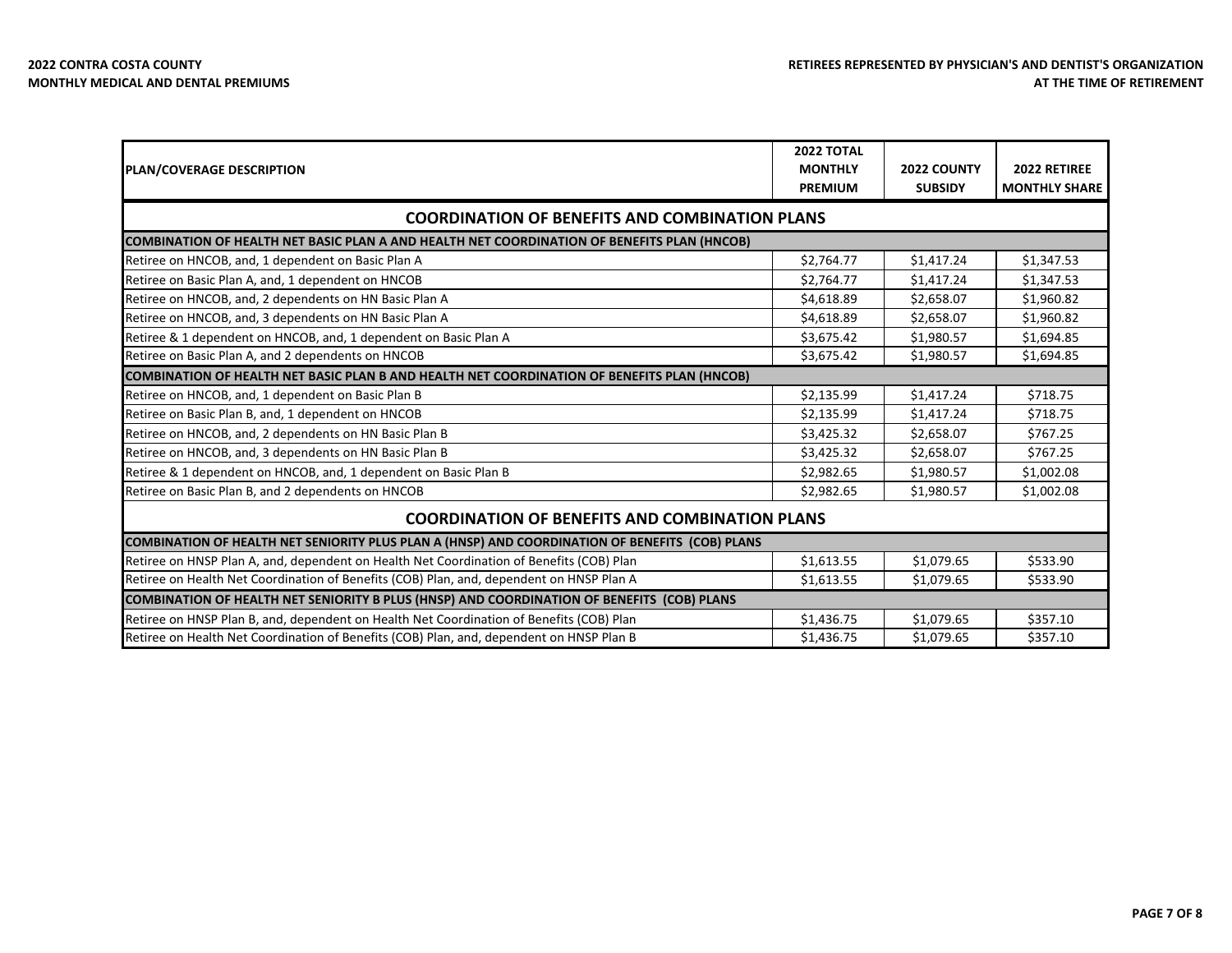**2022 CONTRA COSTA COUNTY**
**MONTHLY MEDICAL AND DENTAL PREMIUMS**

**RETIREES REPRESENTED BY PHYSICIAN'S AND DENTIST'S ORGANIZATION AT THE TIME OF RETIREMENT**

| PLAN/COVERAGE DESCRIPTION | 2022 TOTAL MONTHLY PREMIUM | 2022 COUNTY SUBSIDY | 2022 RETIREE MONTHLY SHARE |
|---|---|---|---|
| **COORDINATION OF BENEFITS AND COMBINATION PLANS** | | | |
| **COMBINATION OF HEALTH NET BASIC PLAN A AND HEALTH NET COORDINATION OF BENEFITS PLAN (HNCOB)** | | | |
| Retiree on HNCOB, and, 1 dependent on Basic Plan A | $2,764.77 | $1,417.24 | $1,347.53 |
| Retiree on Basic Plan A, and, 1 dependent on HNCOB | $2,764.77 | $1,417.24 | $1,347.53 |
| Retiree on HNCOB, and, 2 dependents on HN Basic Plan A | $4,618.89 | $2,658.07 | $1,960.82 |
| Retiree on HNCOB, and, 3 dependents on HN Basic Plan A | $4,618.89 | $2,658.07 | $1,960.82 |
| Retiree & 1 dependent on HNCOB, and, 1 dependent on Basic Plan A | $3,675.42 | $1,980.57 | $1,694.85 |
| Retiree on Basic Plan A, and 2 dependents on HNCOB | $3,675.42 | $1,980.57 | $1,694.85 |
| **COMBINATION OF HEALTH NET BASIC PLAN B AND HEALTH NET COORDINATION OF BENEFITS PLAN (HNCOB)** | | | |
| Retiree on HNCOB, and, 1 dependent on Basic Plan B | $2,135.99 | $1,417.24 | $718.75 |
| Retiree on Basic Plan B, and, 1 dependent on HNCOB | $2,135.99 | $1,417.24 | $718.75 |
| Retiree on HNCOB, and, 2 dependents on HN Basic Plan B | $3,425.32 | $2,658.07 | $767.25 |
| Retiree on HNCOB, and, 3 dependents on HN Basic Plan B | $3,425.32 | $2,658.07 | $767.25 |
| Retiree & 1 dependent on HNCOB, and, 1 dependent on Basic Plan B | $2,982.65 | $1,980.57 | $1,002.08 |
| Retiree on Basic Plan B, and 2 dependents on HNCOB | $2,982.65 | $1,980.57 | $1,002.08 |
| **COORDINATION OF BENEFITS AND COMBINATION PLANS** | | | |
| **COMBINATION OF HEALTH NET SENIORITY PLUS PLAN A (HNSP) AND COORDINATION OF BENEFITS (COB) PLANS** | | | |
| Retiree on HNSP Plan A, and, dependent on Health Net Coordination of Benefits (COB) Plan | $1,613.55 | $1,079.65 | $533.90 |
| Retiree on Health Net Coordination of Benefits (COB) Plan, and, dependent on HNSP Plan A | $1,613.55 | $1,079.65 | $533.90 |
| **COMBINATION OF HEALTH NET SENIORITY B PLUS (HNSP) AND COORDINATION OF BENEFITS (COB) PLANS** | | | |
| Retiree on HNSP Plan B, and, dependent on Health Net Coordination of Benefits (COB) Plan | $1,436.75 | $1,079.65 | $357.10 |
| Retiree on Health Net Coordination of Benefits (COB) Plan, and, dependent on HNSP Plan B | $1,436.75 | $1,079.65 | $357.10 |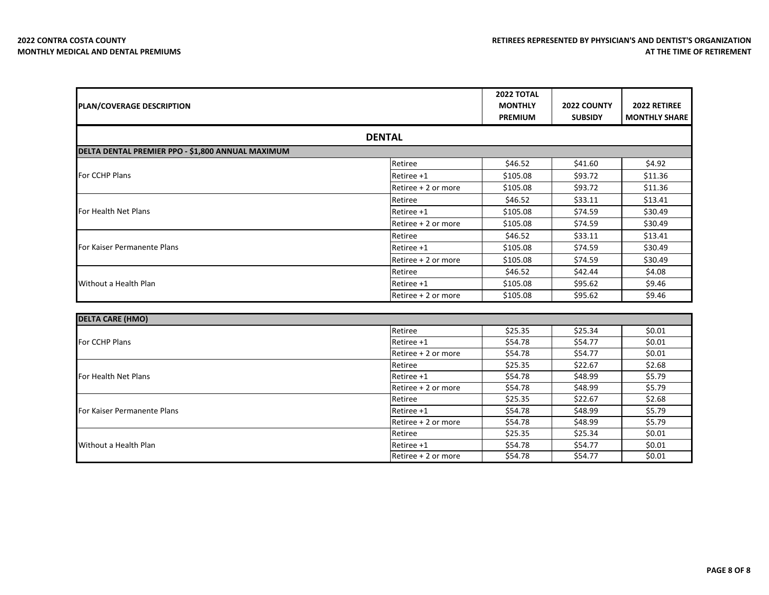**2022 CONTRA COSTA COUNTY**
**MONTHLY MEDICAL AND DENTAL PREMIUMS**

**RETIREES REPRESENTED BY PHYSICIAN'S AND DENTIST'S ORGANIZATION AT THE TIME OF RETIREMENT**

| PLAN/COVERAGE DESCRIPTION | | 2022 TOTAL MONTHLY PREMIUM | 2022 COUNTY SUBSIDY | 2022 RETIREE MONTHLY SHARE |
|---|---|---|---|---|
| **DENTAL** | | | | |
| **DELTA DENTAL PREMIER PPO - $1,800 ANNUAL MAXIMUM** | | | | |
| For CCHP Plans | Retiree | $46.52 | $41.60 | $4.92 |
| | Retiree +1 | $105.08 | $93.72 | $11.36 |
| | Retiree + 2 or more | $105.08 | $93.72 | $11.36 |
| For Health Net Plans | Retiree | $46.52 | $33.11 | $13.41 |
| | Retiree +1 | $105.08 | $74.59 | $30.49 |
| | Retiree + 2 or more | $105.08 | $74.59 | $30.49 |
| For Kaiser Permanente Plans | Retiree | $46.52 | $33.11 | $13.41 |
| | Retiree +1 | $105.08 | $74.59 | $30.49 |
| | Retiree + 2 or more | $105.08 | $74.59 | $30.49 |
| Without a Health Plan | Retiree | $46.52 | $42.44 | $4.08 |
| | Retiree +1 | $105.08 | $95.62 | $9.46 |
| | Retiree + 2 or more | $105.08 | $95.62 | $9.46 |
| **DELTA CARE (HMO)** | | | | |
| For CCHP Plans | Retiree | $25.35 | $25.34 | $0.01 |
| | Retiree +1 | $54.78 | $54.77 | $0.01 |
| | Retiree + 2 or more | $54.78 | $54.77 | $0.01 |
| For Health Net Plans | Retiree | $25.35 | $22.67 | $2.68 |
| | Retiree +1 | $54.78 | $48.99 | $5.79 |
| | Retiree + 2 or more | $54.78 | $48.99 | $5.79 |
| For Kaiser Permanente Plans | Retiree | $25.35 | $22.67 | $2.68 |
| | Retiree +1 | $54.78 | $48.99 | $5.79 |
| | Retiree + 2 or more | $54.78 | $48.99 | $5.79 |
| Without a Health Plan | Retiree | $25.35 | $25.34 | $0.01 |
| | Retiree +1 | $54.78 | $54.77 | $0.01 |
| | Retiree + 2 or more | $54.78 | $54.77 | $0.01 |